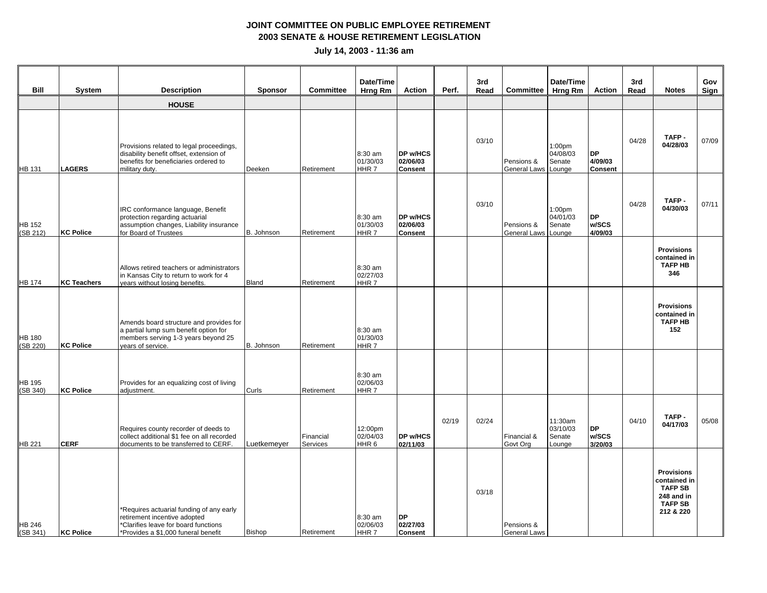# JOINT COMMITTEE ON PUBLIC EMPLOYEE RETIREMENT
## 2003 SENATE & HOUSE RETIREMENT LEGISLATION
### July 14, 2003 - 11:36 am

| Bill | System | Description | Sponsor | Committee | Date/Time Hrng Rm | Action | Perf. | 3rd Read | Committee | Date/Time Hrng Rm | Action | 3rd Read | Notes | Gov Sign |
|---|---|---|---|---|---|---|---|---|---|---|---|---|---|---|
| | | **HOUSE** | | | | | | | | | | | | |
| HB 131 | **LAGERS** | Provisions related to legal proceedings, disability benefit offset, extension of benefits for beneficiaries ordered to military duty. | Deeken | Retirement | 8:30 am 01/30/03 HHR 7 | **DP w/HCS 02/06/03 Consent** | | 03/10 | Pensions & General Laws | 1:00pm 04/08/03 Senate Lounge | **DP 4/09/03 Consent** | 04/28 | **TAFP - 04/28/03** | 07/09 |
| HB 152 (SB 212) | **KC Police** | IRC conformance language, Benefit protection regarding actuarial assumption changes, Liability insurance for Board of Trustees | B. Johnson | Retirement | 8:30 am 01/30/03 HHR 7 | **DP w/HCS 02/06/03 Consent** | | 03/10 | Pensions & General Laws | 1:00pm 04/01/03 Senate Lounge | **DP w/SCS 4/09/03** | 04/28 | **TAFP - 04/30/03** | 07/11 |
| HB 174 | **KC Teachers** | Allows retired teachers or administrators in Kansas City to return to work for 4 years without losing benefits. | Bland | Retirement | 8:30 am 02/27/03 HHR 7 | | | | | | | | **Provisions contained in TAFP HB 346** | |
| HB 180 (SB 220) | **KC Police** | Amends board structure and provides for a partial lump sum benefit option for members serving 1-3 years beyond 25 years of service. | B. Johnson | Retirement | 8:30 am 01/30/03 HHR 7 | | | | | | | | **Provisions contained in TAFP HB 152** | |
| HB 195 (SB 340) | **KC Police** | Provides for an equalizing cost of living adjustment. | Curls | Retirement | 8:30 am 02/06/03 HHR 7 | | | | | | | | | |
| HB 221 | **CERF** | Requires county recorder of deeds to collect additional $1 fee on all recorded documents to be transferred to CERF. | Luetkemeyer | Financial Services | 12:00pm 02/04/03 HHR 6 | **DP w/HCS 02/11/03** | 02/19 | 02/24 | Financial & Govt Org | 11:30am 03/10/03 Senate Lounge | **DP w/SCS 3/20/03** | 04/10 | **TAFP - 04/17/03** | 05/08 |
| HB 246 (SB 341) | **KC Police** | *Requires actuarial funding of any early retirement incentive adopted *Clarifies leave for board functions *Provides a $1,000 funeral benefit | Bishop | Retirement | 8:30 am 02/06/03 HHR 7 | **DP 02/27/03 Consent** | | 03/18 | Pensions & General Laws | | | | **Provisions contained in TAFP SB 248 and in TAFP SB 212 & 220** | |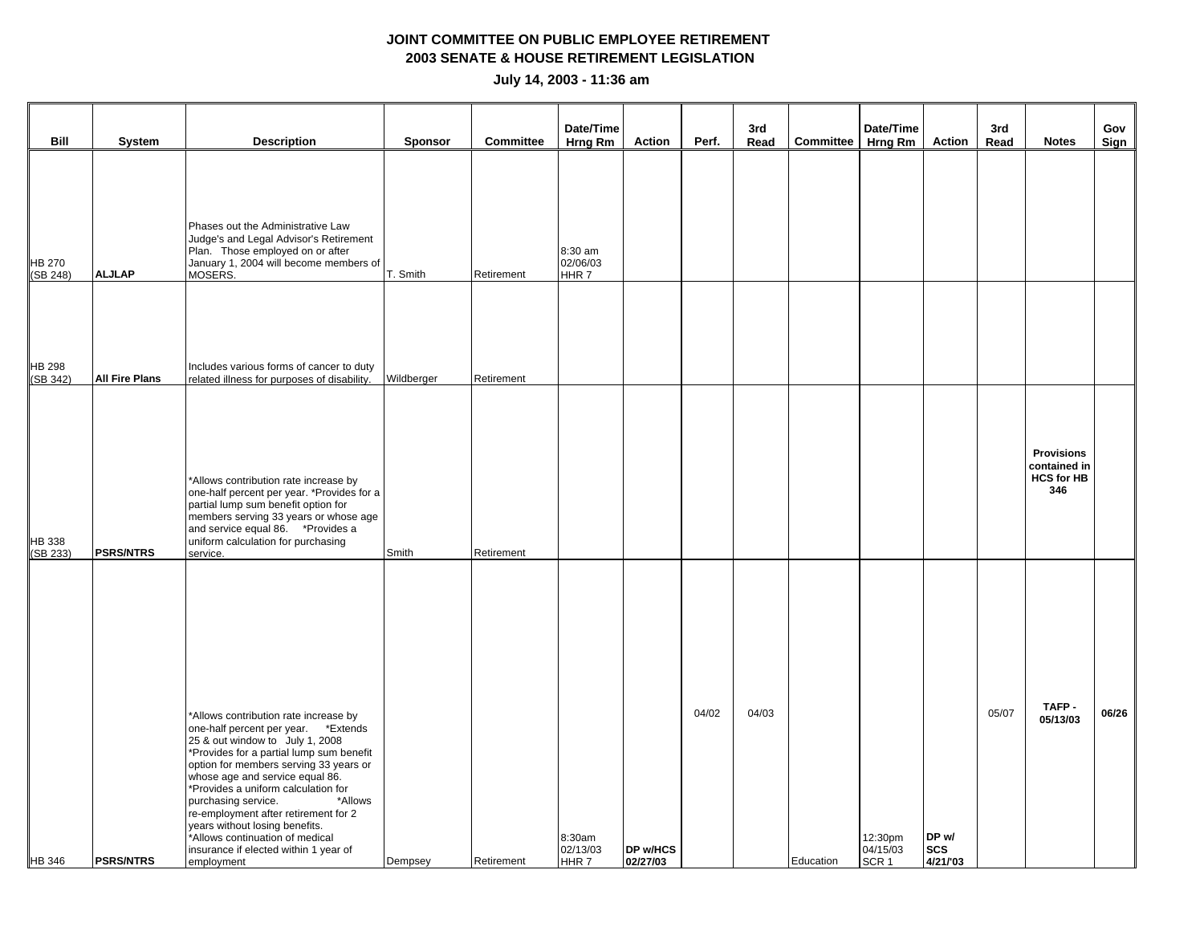# JOINT COMMITTEE ON PUBLIC EMPLOYEE RETIREMENT
## 2003 SENATE & HOUSE RETIREMENT LEGISLATION

**July 14, 2003 - 11:36 am**

| Bill | System | Description | Sponsor | Committee | Date/Time Hrng Rm | Action | Perf. | 3rd Read | Committee | Date/Time Hrng Rm | Action | 3rd Read | Notes | Gov Sign |
|---|---|---|---|---|---|---|---|---|---|---|---|---|---|---|
| HB 270 (SB 248) | **ALJLAP** | Phases out the Administrative Law Judge's and Legal Advisor's Retirement Plan. Those employed on or after January 1, 2004 will become members of MOSERS. | T. Smith | Retirement | 8:30 am 02/06/03 HHR 7 | | | | | | | | | |
| HB 298 (SB 342) | **All Fire Plans** | Includes various forms of cancer to duty related illness for purposes of disability. | Wildberger | Retirement | | | | | | | | | | |
| HB 338 (SB 233) | **PSRS/NTRS** | *Allows contribution rate increase by one-half percent per year. *Provides for a partial lump sum benefit option for members serving 33 years or whose age and service equal 86. *Provides a uniform calculation for purchasing service. | Smith | Retirement | | | | | | | | | **Provisions contained in HCS for HB 346** | |
| HB 346 | **PSRS/NTRS** | *Allows contribution rate increase by one-half percent per year. *Extends 25 & out window to July 1, 2008 *Provides for a partial lump sum benefit option for members serving 33 years or whose age and service equal 86. *Provides a uniform calculation for purchasing service. *Allows re-employment after retirement for 2 years without losing benefits. *Allows continuation of medical insurance if elected within 1 year of employment | Dempsey | Retirement | 8:30am 02/13/03 HHR 7 | **DP w/HCS 02/27/03** | 04/02 | 04/03 | Education | 12:30pm 04/15/03 SCR 1 | **DP w/ SCS 4/21/'03** | 05/07 | **TAFP - 05/13/03** | **06/26** |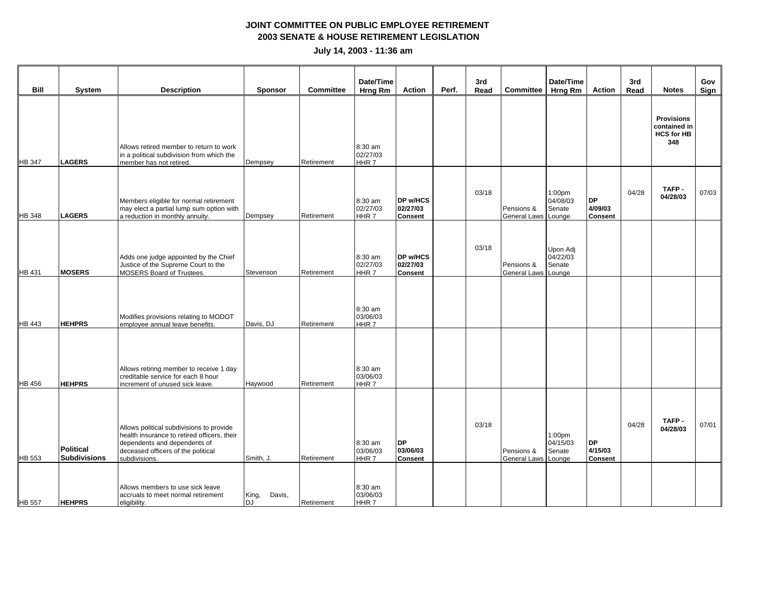**JOINT COMMITTEE ON PUBLIC EMPLOYEE RETIREMENT**
**2003 SENATE & HOUSE RETIREMENT LEGISLATION**

**July 14, 2003 - 11:36 am**

| Bill | System | Description | Sponsor | Committee | Date/Time Hrng Rm | Action | Perf. | 3rd Read | Committee | Date/Time Hrng Rm | Action | 3rd Read | Notes | Gov Sign |
|---|---|---|---|---|---|---|---|---|---|---|---|---|---|---|
| HB 347 | **LAGERS** | Allows retired member to return to work in a political subdivision from which the member has not retired. | Dempsey | Retirement | 8:30 am 02/27/03 HHR 7 | | | | | | | | **Provisions contained in HCS for HB 348** | |
| HB 348 | **LAGERS** | Members eligible for normal retirement may elect a partial lump sum option with a reduction in monthly annuity. | Dempsey | Retirement | 8:30 am 02/27/03 HHR 7 | **DP w/HCS 02/27/03 Consent** | | 03/18 | Pensions & General Laws | 1:00pm 04/08/03 Senate Lounge | **DP 4/09/03 Consent** | 04/28 | **TAFP - 04/28/03** | 07/03 |
| HB 431 | **MOSERS** | Adds one judge appointed by the Chief Justice of the Supreme Court to the MOSERS Board of Trustees. | Stevenson | Retirement | 8:30 am 02/27/03 HHR 7 | **DP w/HCS 02/27/03 Consent** | | 03/18 | Pensions & General Laws | Upon Adj 04/22/03 Senate Lounge | | | | |
| HB 443 | **HEHPRS** | Modifies provisions relating to MODOT employee annual leave benefits. | Davis, DJ | Retirement | 8:30 am 03/06/03 HHR 7 | | | | | | | | | |
| HB 456 | **HEHPRS** | Allows retiring member to receive 1 day creditable service for each 8 hour increment of unused sick leave. | Haywood | Retirement | 8:30 am 03/06/03 HHR 7 | | | | | | | | | |
| HB 553 | **Political Subdivisions** | Allows political subdivisions to provide health insurance to retired officers, their dependents and dependents of deceased officers of the political subdivisions. | Smith, J. | Retirement | 8:30 am 03/06/03 HHR 7 | **DP 03/06/03 Consent** | | 03/18 | Pensions & General Laws | 1:00pm 04/15/03 Senate Lounge | **DP 4/15/03 Consent** | 04/28 | **TAFP - 04/28/03** | 07/01 |
| HB 557 | **HEHPRS** | Allows members to use sick leave accruals to meet normal retirement eligibility. | King, Davis, DJ | Retirement | 8:30 am 03/06/03 HHR 7 | | | | | | | | | |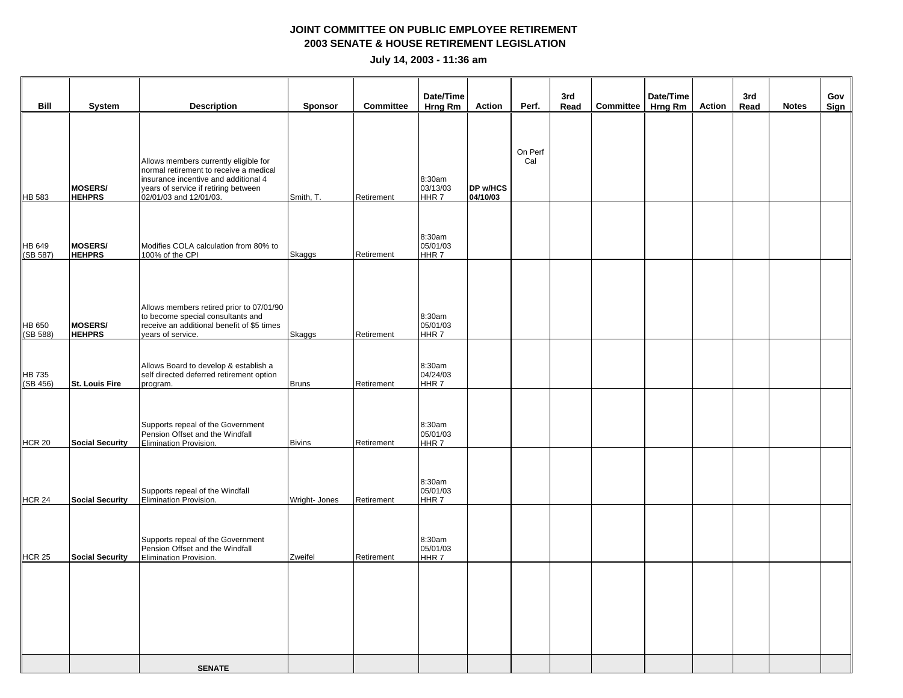**JOINT COMMITTEE ON PUBLIC EMPLOYEE RETIREMENT**
**2003 SENATE & HOUSE RETIREMENT LEGISLATION**

**July 14, 2003 - 11:36 am**

| Bill | System | Description | Sponsor | Committee | Date/Time Hrng Rm | Action | Perf. | 3rd Read | Committee | Date/Time Hrng Rm | Action | 3rd Read | Notes | Gov Sign |
|---|---|---|---|---|---|---|---|---|---|---|---|---|---|---|
| HB 583 | **MOSERS/ HEHPRS** | Allows members currently eligible for normal retirement to receive a medical insurance incentive and additional 4 years of service if retiring between 02/01/03 and 12/01/03. | Smith, T. | Retirement | 8:30am 03/13/03 HHR 7 | **DP w/HCS 04/10/03** | On Perf Cal | | | | | | | |
| HB 649 (SB 587) | **MOSERS/ HEHPRS** | Modifies COLA calculation from 80% to 100% of the CPI | Skaggs | Retirement | 8:30am 05/01/03 HHR 7 | | | | | | | | | |
| HB 650 (SB 588) | **MOSERS/ HEHPRS** | Allows members retired prior to 07/01/90 to become special consultants and receive an additional benefit of $5 times years of service. | Skaggs | Retirement | 8:30am 05/01/03 HHR 7 | | | | | | | | | |
| HB 735 (SB 456) | **St. Louis Fire** | Allows Board to develop & establish a self directed deferred retirement option program. | Bruns | Retirement | 8:30am 04/24/03 HHR 7 | | | | | | | | | |
| HCR 20 | **Social Security** | Supports repeal of the Government Pension Offset and the Windfall Elimination Provision. | Bivins | Retirement | 8:30am 05/01/03 HHR 7 | | | | | | | | | |
| HCR 24 | **Social Security** | Supports repeal of the Windfall Elimination Provision. | Wright- Jones | Retirement | 8:30am 05/01/03 HHR 7 | | | | | | | | | |
| HCR 25 | **Social Security** | Supports repeal of the Government Pension Offset and the Windfall Elimination Provision. | Zweifel | Retirement | 8:30am 05/01/03 HHR 7 | | | | | | | | | |
| | | | | | | | | | | | | | | |
| | | **SENATE** | | | | | | | | | | | | |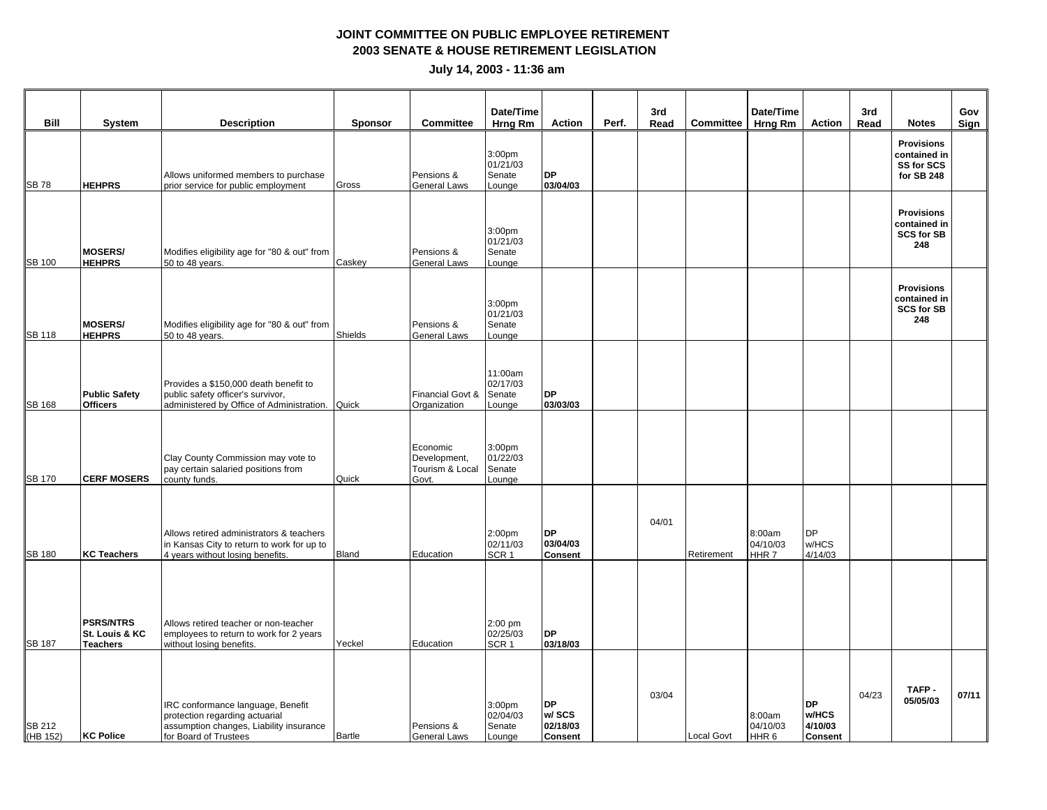**JOINT COMMITTEE ON PUBLIC EMPLOYEE RETIREMENT**

**2003 SENATE & HOUSE RETIREMENT LEGISLATION**

**July 14, 2003 - 11:36 am**

| Bill | System | Description | Sponsor | Committee | Date/Time Hrng Rm | Action | Perf. | 3rd Read | Committee | Date/Time Hrng Rm | Action | 3rd Read | Notes | Gov Sign |
|---|---|---|---|---|---|---|---|---|---|---|---|---|---|---|
| SB 78 | **HEHPRS** | Allows uniformed members to purchase prior service for public employment | Gross | Pensions & General Laws | 3:00pm 01/21/03 Senate Lounge | **DP 03/04/03** | | | | | | | **Provisions contained in SS for SCS for SB 248** | |
| SB 100 | **MOSERS/ HEHPRS** | Modifies eligibility age for "80 & out" from 50 to 48 years. | Caskey | Pensions & General Laws | 3:00pm 01/21/03 Senate Lounge | | | | | | | | **Provisions contained in SCS for SB 248** | |
| SB 118 | **MOSERS/ HEHPRS** | Modifies eligibility age for "80 & out" from 50 to 48 years. | Shields | Pensions & General Laws | 3:00pm 01/21/03 Senate Lounge | | | | | | | | **Provisions contained in SCS for SB 248** | |
| SB 168 | **Public Safety Officers** | Provides a $150,000 death benefit to public safety officer's survivor, administered by Office of Administration. | Quick | Financial Govt & Organization | 11:00am 02/17/03 Senate Lounge | **DP 03/03/03** | | | | | | | | |
| SB 170 | **CERF MOSERS** | Clay County Commission may vote to pay certain salaried positions from county funds. | Quick | Economic Development, Tourism & Local Govt. | 3:00pm 01/22/03 Senate Lounge | | | | | | | | | |
| SB 180 | **KC Teachers** | Allows retired administrators & teachers in Kansas City to return to work for up to 4 years without losing benefits. | Bland | Education | 2:00pm 02/11/03 SCR 1 | **DP 03/04/03 Consent** | | 04/01 | Retirement | 8:00am 04/10/03 HHR 7 | DP w/HCS 4/14/03 | | | |
| SB 187 | **PSRS/NTRS St. Louis & KC Teachers** | Allows retired teacher or non-teacher employees to return to work for 2 years without losing benefits. | Yeckel | Education | 2:00 pm 02/25/03 SCR 1 | **DP 03/18/03** | | | | | | | | |
| SB 212 (HB 152) | **KC Police** | IRC conformance language, Benefit protection regarding actuarial assumption changes, Liability insurance for Board of Trustees | Bartle | Pensions & General Laws | 3:00pm 02/04/03 Senate Lounge | **DP w/ SCS 02/18/03 Consent** | | 03/04 | Local Govt | 8:00am 04/10/03 HHR 6 | **DP w/HCS 4/10/03 Consent** | 04/23 | **TAFP - 05/05/03** | **07/11** |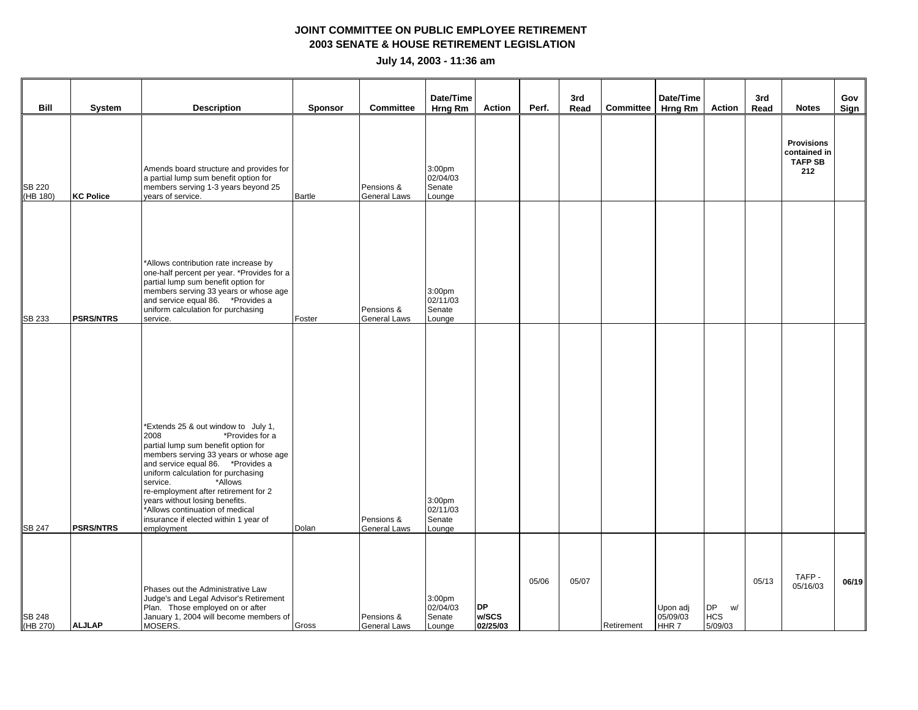**JOINT COMMITTEE ON PUBLIC EMPLOYEE RETIREMENT**
**2003 SENATE & HOUSE RETIREMENT LEGISLATION**

**July 14, 2003 - 11:36 am**

| Bill | System | Description | Sponsor | Committee | Date/Time Hrng Rm | Action | Perf. | 3rd Read | Committee | Date/Time Hrng Rm | Action | 3rd Read | Notes | Gov Sign |
|---|---|---|---|---|---|---|---|---|---|---|---|---|---|---|
| SB 220 (HB 180) | **KC Police** | Amends board structure and provides for a partial lump sum benefit option for members serving 1-3 years beyond 25 years of service. | Bartle | Pensions & General Laws | 3:00pm 02/04/03 Senate Lounge | | | | | | | | **Provisions contained in TAFP SB 212** | |
| SB 233 | **PSRS/NTRS** | *Allows contribution rate increase by one-half percent per year. *Provides for a partial lump sum benefit option for members serving 33 years or whose age and service equal 86. *Provides a uniform calculation for purchasing service. | Foster | Pensions & General Laws | 3:00pm 02/11/03 Senate Lounge | | | | | | | | | |
| SB 247 | **PSRS/NTRS** | *Extends 25 & out window to July 1, 2008 *Provides for a partial lump sum benefit option for members serving 33 years or whose age and service equal 86. *Provides a uniform calculation for purchasing service. *Allows re-employment after retirement for 2 years without losing benefits. *Allows continuation of medical insurance if elected within 1 year of employment | Dolan | Pensions & General Laws | 3:00pm 02/11/03 Senate Lounge | | | | | | | | | |
| SB 248 (HB 270) | **ALJLAP** | Phases out the Administrative Law Judge's and Legal Advisor's Retirement Plan. Those employed on or after January 1, 2004 will become members of MOSERS. | Gross | Pensions & General Laws | 3:00pm 02/04/03 Senate Lounge | **DP w/SCS 02/25/03** | 05/06 | 05/07 | Retirement | Upon adj 05/09/03 HHR 7 | DP w/ HCS 5/09/03 | 05/13 | TAFP - 05/16/03 | **06/19** |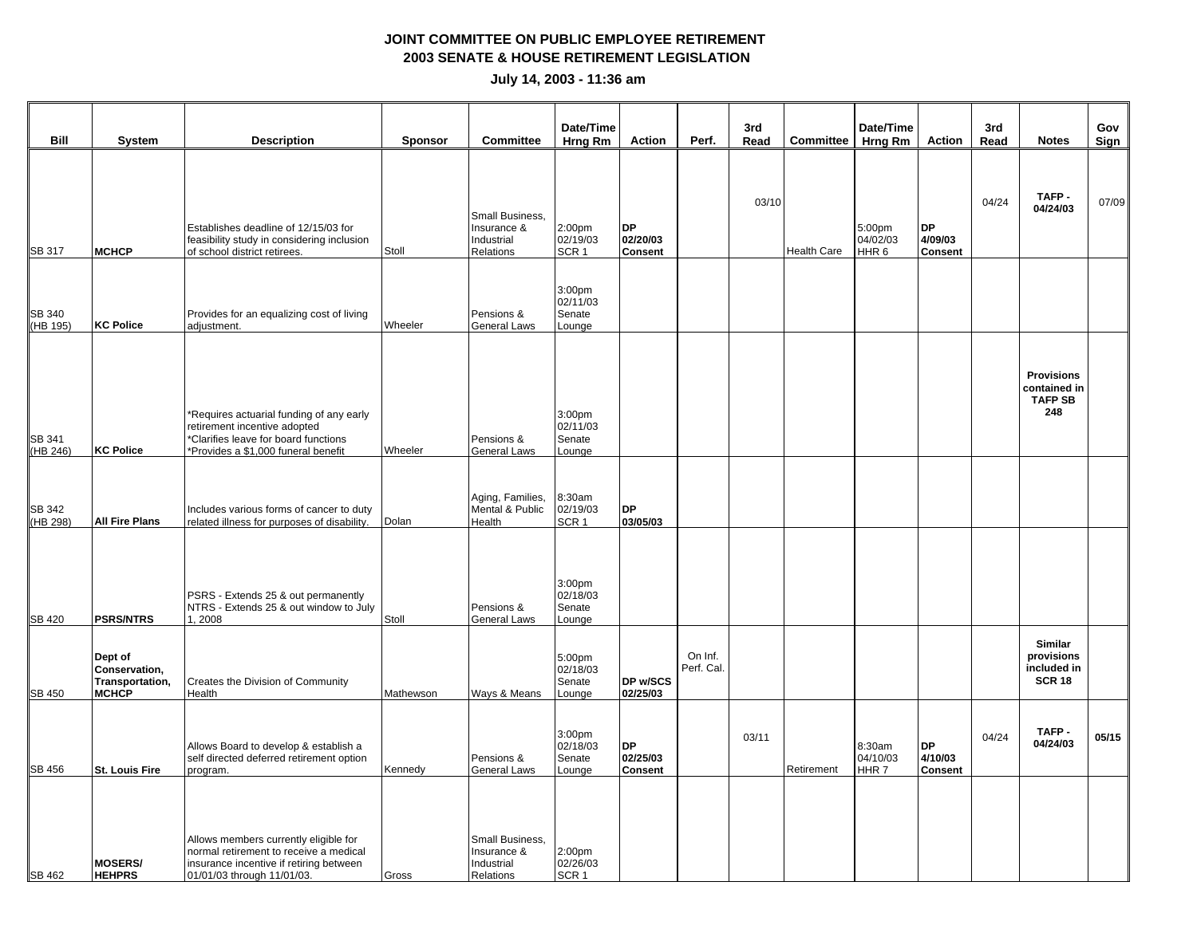**JOINT COMMITTEE ON PUBLIC EMPLOYEE RETIREMENT**
**2003 SENATE & HOUSE RETIREMENT LEGISLATION**

**July 14, 2003 - 11:36 am**

| Bill | System | Description | Sponsor | Committee | Date/Time Hrng Rm | Action | Perf. | 3rd Read | Committee | Date/Time Hrng Rm | Action | 3rd Read | Notes | Gov Sign |
|---|---|---|---|---|---|---|---|---|---|---|---|---|---|---|
| SB 317 | **MCHCP** | Establishes deadline of 12/15/03 for feasibility study in considering inclusion of school district retirees. | Stoll | Small Business, Insurance & Industrial Relations | 2:00pm 02/19/03 SCR 1 | **DP 02/20/03 Consent** | | 03/10 | Health Care | 5:00pm 04/02/03 HHR 6 | **DP 4/09/03 Consent** | 04/24 | **TAFP - 04/24/03** | 07/09 |
| SB 340 (HB 195) | **KC Police** | Provides for an equalizing cost of living adjustment. | Wheeler | Pensions & General Laws | 3:00pm 02/11/03 Senate Lounge | | | | | | | | | |
| SB 341 (HB 246) | **KC Police** | *Requires actuarial funding of any early retirement incentive adopted<br>*Clarifies leave for board functions<br>*Provides a $1,000 funeral benefit | Wheeler | Pensions & General Laws | 3:00pm 02/11/03 Senate Lounge | | | | | | | | **Provisions contained in TAFP SB 248** | |
| SB 342 (HB 298) | **All Fire Plans** | Includes various forms of cancer to duty related illness for purposes of disability. | Dolan | Aging, Families, Mental & Public Health | 8:30am 02/19/03 SCR 1 | **DP 03/05/03** | | | | | | | | |
| SB 420 | **PSRS/NTRS** | PSRS - Extends 25 & out permanently<br>NTRS - Extends 25 & out window to July 1, 2008 | Stoll | Pensions & General Laws | 3:00pm 02/18/03 Senate Lounge | | | | | | | | | |
| SB 450 | **Dept of Conservation, Transportation, MCHCP** | Creates the Division of Community Health | Mathewson | Ways & Means | 5:00pm 02/18/03 Senate Lounge | **DP w/SCS 02/25/03** | On Inf. Perf. Cal. | | | | | | **Similar provisions included in SCR 18** | |
| SB 456 | **St. Louis Fire** | Allows Board to develop & establish a self directed deferred retirement option program. | Kennedy | Pensions & General Laws | 3:00pm 02/18/03 Senate Lounge | **DP 02/25/03 Consent** | | 03/11 | Retirement | 8:30am 04/10/03 HHR 7 | **DP 4/10/03 Consent** | 04/24 | **TAFP - 04/24/03** | **05/15** |
| SB 462 | **MOSERS/ HEHPRS** | Allows members currently eligible for normal retirement to receive a medical insurance incentive if retiring between 01/01/03 through 11/01/03. | Gross | Small Business, Insurance & Industrial Relations | 2:00pm 02/26/03 SCR 1 | | | | | | | | | |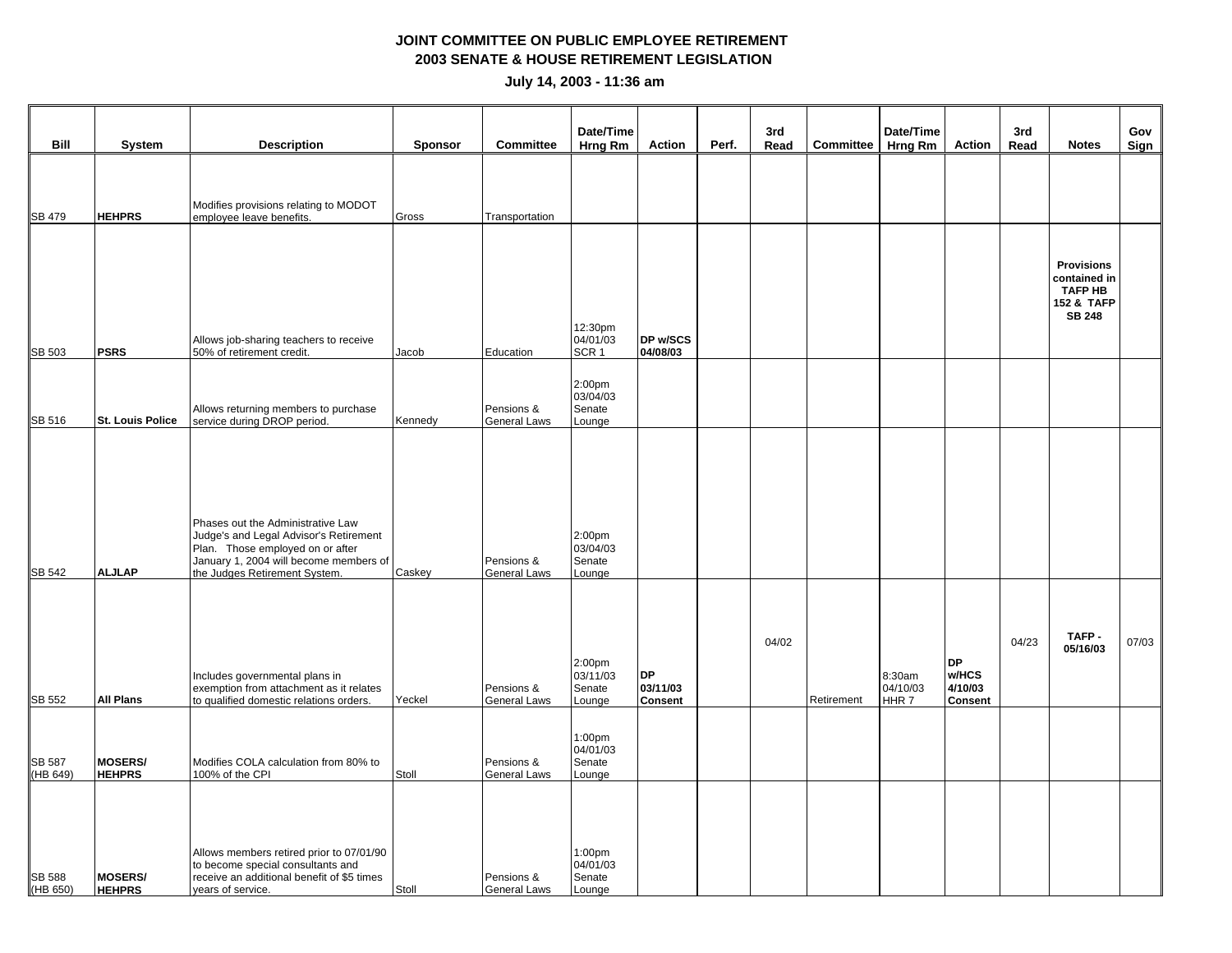**JOINT COMMITTEE ON PUBLIC EMPLOYEE RETIREMENT**
**2003 SENATE & HOUSE RETIREMENT LEGISLATION**

**July 14, 2003 - 11:36 am**

| Bill | System | Description | Sponsor | Committee | Date/Time Hrng Rm | Action | Perf. | 3rd Read | Committee | Date/Time Hrng Rm | Action | 3rd Read | Notes | Gov Sign |
|---|---|---|---|---|---|---|---|---|---|---|---|---|---|---|
| SB 479 | **HEHPRS** | Modifies provisions relating to MODOT employee leave benefits. | Gross | Transportation | | | | | | | | | | |
| SB 503 | **PSRS** | Allows job-sharing teachers to receive 50% of retirement credit. | Jacob | Education | 12:30pm 04/01/03 SCR 1 | **DP w/SCS 04/08/03** | | | | | | | **Provisions contained in TAFP HB 152 & TAFP SB 248** | |
| SB 516 | **St. Louis Police** | Allows returning members to purchase service during DROP period. | Kennedy | Pensions & General Laws | 2:00pm 03/04/03 Senate Lounge | | | | | | | | | |
| SB 542 | **ALJLAP** | Phases out the Administrative Law Judge's and Legal Advisor's Retirement Plan. Those employed on or after January 1, 2004 will become members of the Judges Retirement System. | Caskey | Pensions & General Laws | 2:00pm 03/04/03 Senate Lounge | | | | | | | | | |
| SB 552 | **All Plans** | Includes governmental plans in exemption from attachment as it relates to qualified domestic relations orders. | Yeckel | Pensions & General Laws | 2:00pm 03/11/03 Senate Lounge | **DP 03/11/03 Consent** | | 04/02 | Retirement | 8:30am 04/10/03 HHR 7 | **DP w/HCS 4/10/03 Consent** | 04/23 | **TAFP - 05/16/03** | 07/03 |
| SB 587 (HB 649) | **MOSERS/ HEHPRS** | Modifies COLA calculation from 80% to 100% of the CPI | Stoll | Pensions & General Laws | 1:00pm 04/01/03 Senate Lounge | | | | | | | | | |
| SB 588 (HB 650) | **MOSERS/ HEHPRS** | Allows members retired prior to 07/01/90 to become special consultants and receive an additional benefit of $5 times years of service. | Stoll | Pensions & General Laws | 1:00pm 04/01/03 Senate Lounge | | | | | | | | | |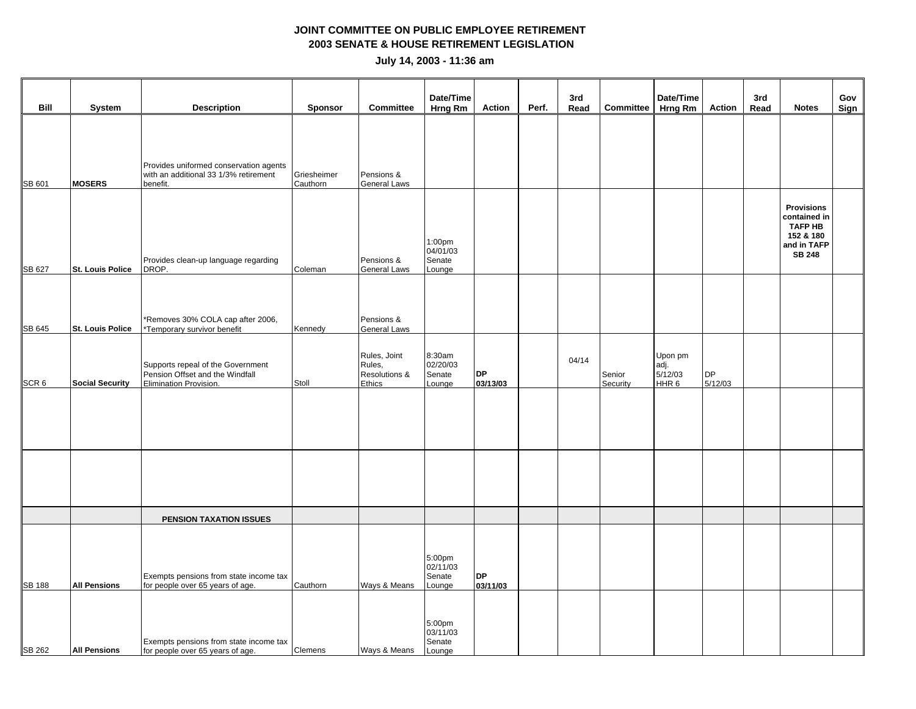# JOINT COMMITTEE ON PUBLIC EMPLOYEE RETIREMENT
## 2003 SENATE & HOUSE RETIREMENT LEGISLATION

**July 14, 2003 - 11:36 am**

| Bill | System | Description | Sponsor | Committee | Date/Time Hrng Rm | Action | Perf. | 3rd Read | Committee | Date/Time Hrng Rm | Action | 3rd Read | Notes | Gov Sign |
|---|---|---|---|---|---|---|---|---|---|---|---|---|---|---|
| SB 601 | **MOSERS** | Provides uniformed conservation agents with an additional 33 1/3% retirement benefit. | Griesheimer Cauthorn | Pensions & General Laws | | | | | | | | | | |
| SB 627 | **St. Louis Police** | Provides clean-up language regarding DROP. | Coleman | Pensions & General Laws | 1:00pm 04/01/03 Senate Lounge | | | | | | | | **Provisions contained in TAFP HB 152 & 180 and in TAFP SB 248** | |
| SB 645 | **St. Louis Police** | *Removes 30% COLA cap after 2006, *Temporary survivor benefit | Kennedy | Pensions & General Laws | | | | | | | | | | |
| SCR 6 | **Social Security** | Supports repeal of the Government Pension Offset and the Windfall Elimination Provision. | Stoll | Rules, Joint Rules, Resolutions & Ethics | 8:30am 02/20/03 Senate Lounge | **DP 03/13/03** | | 04/14 | Senior Security | Upon pm adj. 5/12/03 HHR 6 | DP 5/12/03 | | | |
| | | | | | | | | | | | | | | |
| | | | | | | | | | | | | | | |
| | | **PENSION TAXATION ISSUES** | | | | | | | | | | | | |
| SB 188 | **All Pensions** | Exempts pensions from state income tax for people over 65 years of age. | Cauthorn | Ways & Means | 5:00pm 02/11/03 Senate Lounge | **DP 03/11/03** | | | | | | | | |
| SB 262 | **All Pensions** | Exempts pensions from state income tax for people over 65 years of age. | Clemens | Ways & Means | 5:00pm 03/11/03 Senate Lounge | | | | | | | | | |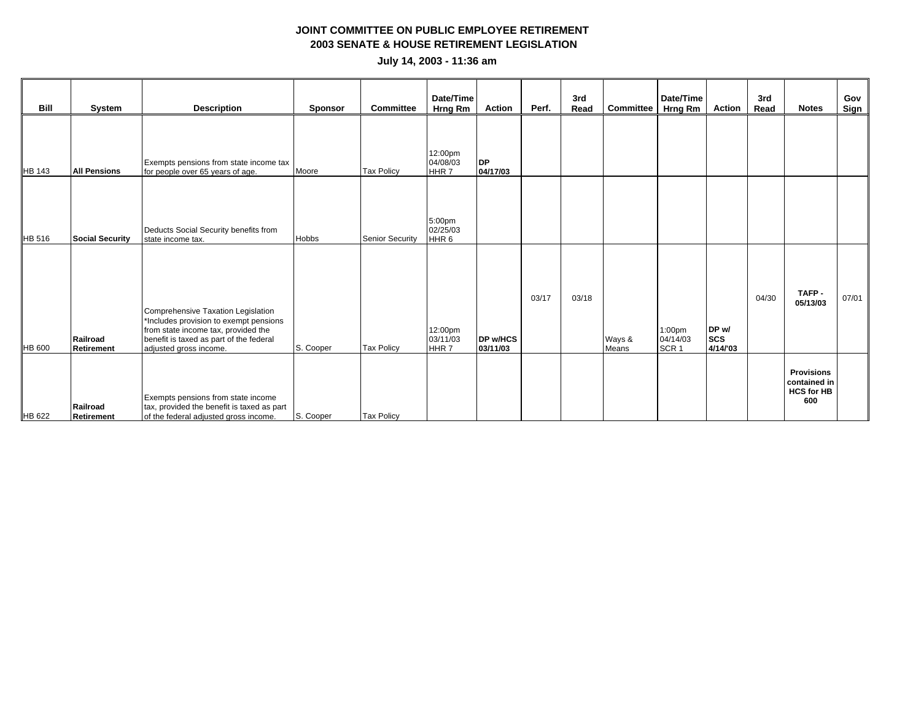**JOINT COMMITTEE ON PUBLIC EMPLOYEE RETIREMENT**
**2003 SENATE & HOUSE RETIREMENT LEGISLATION**

**July 14, 2003 - 11:36 am**

| Bill | System | Description | Sponsor | Committee | Date/Time Hrng Rm | Action | Perf. | 3rd Read | Committee | Date/Time Hrng Rm | Action | 3rd Read | Notes | Gov Sign |
|---|---|---|---|---|---|---|---|---|---|---|---|---|---|---|
| HB 143 | **All Pensions** | Exempts pensions from state income tax for people over 65 years of age. | Moore | Tax Policy | 12:00pm 04/08/03 HHR 7 | **DP 04/17/03** | | | | | | | | |
| HB 516 | **Social Security** | Deducts Social Security benefits from state income tax. | Hobbs | Senior Security | 5:00pm 02/25/03 HHR 6 | | | | | | | | | |
| HB 600 | **Railroad Retirement** | Comprehensive Taxation Legislation *Includes provision to exempt pensions from state income tax, provided the benefit is taxed as part of the federal adjusted gross income. | S. Cooper | Tax Policy | 12:00pm 03/11/03 HHR 7 | **DP w/HCS 03/11/03** | 03/17 | 03/18 | Ways & Means | 1:00pm 04/14/03 SCR 1 | **DP w/ SCS 4/14/'03** | 04/30 | **TAFP - 05/13/03** | 07/01 |
| HB 622 | **Railroad Retirement** | Exempts pensions from state income tax, provided the benefit is taxed as part of the federal adjusted gross income. | S. Cooper | Tax Policy | | | | | | | | | **Provisions contained in HCS for HB 600** | |